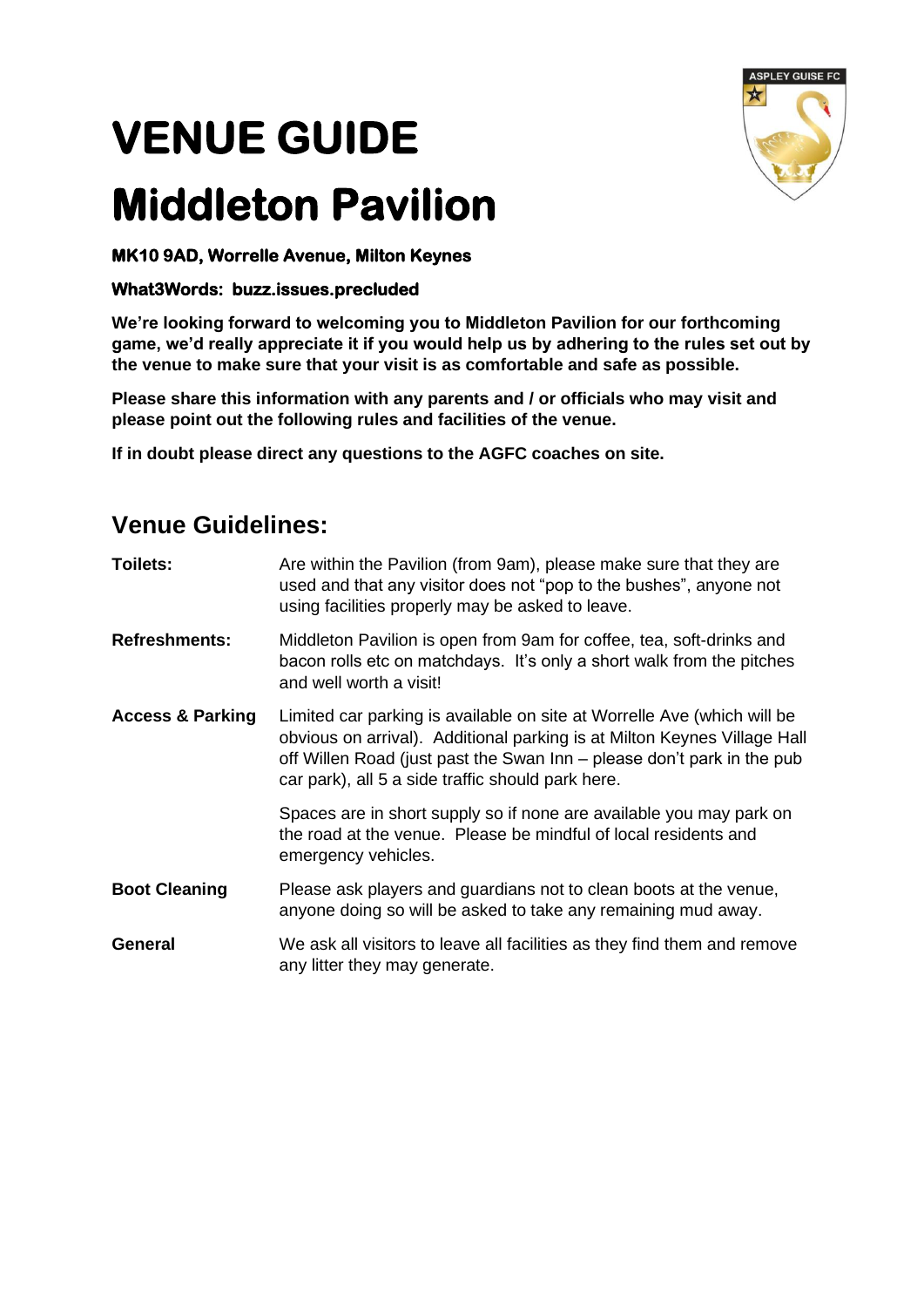# VENUE GUIDE

# Middleton Pavilion

**MK10 9AD, Worrelle Avenue, Milton Keynes**

**What3Words: buzz.issues.precluded**

**We're looking forward to welcoming you to Middleton Pavilion for our forthcoming game, we'd really appreciate it if you would help us by adhering to the rules set out by the venue to make sure that your visit is as comfortable and safe as possible.**

**Please share this information with any parents and / or officials who may visit and please point out the following rules and facilities of the venue.**

**If in doubt please direct any questions to the AGFC coaches on site.**

## Venue Guidelines:

**Toilets:** Are within the Pavilion (from 9am), please make sure that they are used and that any visitor does not "pop to the bushes", anyone not using facilities properly may be asked to leave.

**Refreshments:** Middleton Pavilion is open from 9am for coffee, tea, soft-drinks and bacon rolls etc on matchdays. It's only a short walk from the pitches and well worth a visit!

**Access & Parking** Limited car parking is available on site at Worrelle Ave (which will be obvious on arrival). Additional parking is at Milton Keynes Village Hall off Willen Road (just past the Swan Inn – please don't park in the pub car park), all 5 a side traffic should park here.

Spaces are in short supply so if none are available you may park on the road at the venue. Please be mindful of local residents and emergency vehicles.

**Boot Cleaning** Please ask players and guardians not to clean boots at the venue, anyone doing so will be asked to take any remaining mud away.

**General** We ask all visitors to leave all facilities as they find them and remove any litter they may generate.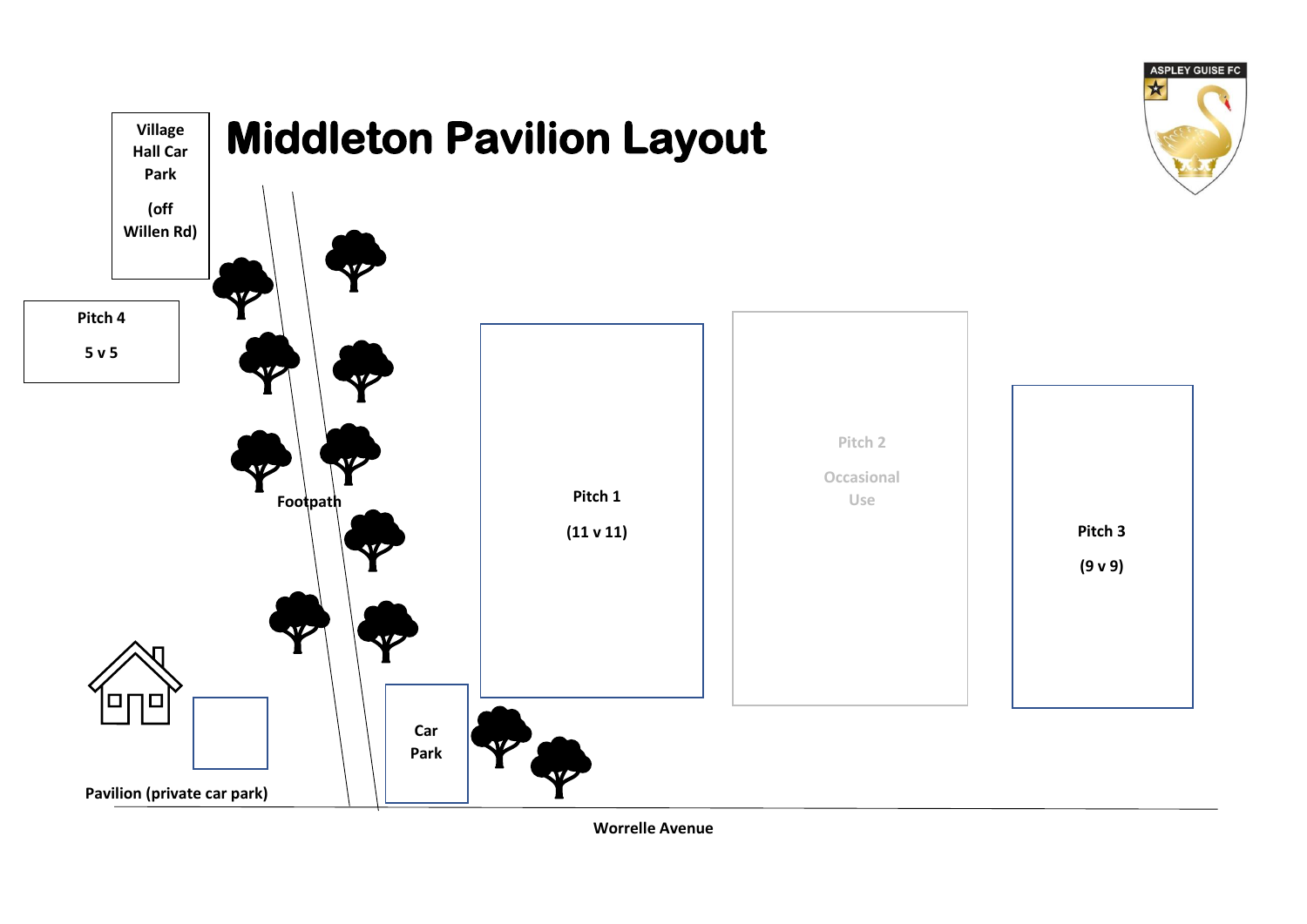# Middleton Pavilion Layout

ASPLEY GUISE FC

Village Hall Car Park

(off Willen Rd)

Pitch 4

5 v 5

Footpath

Pitch 1

(11 v 11)

Pitch 2

Occasional Use

Pitch 3

(9 v 9)

Car Park

Pavilion (private car park)

Worrelle Avenue